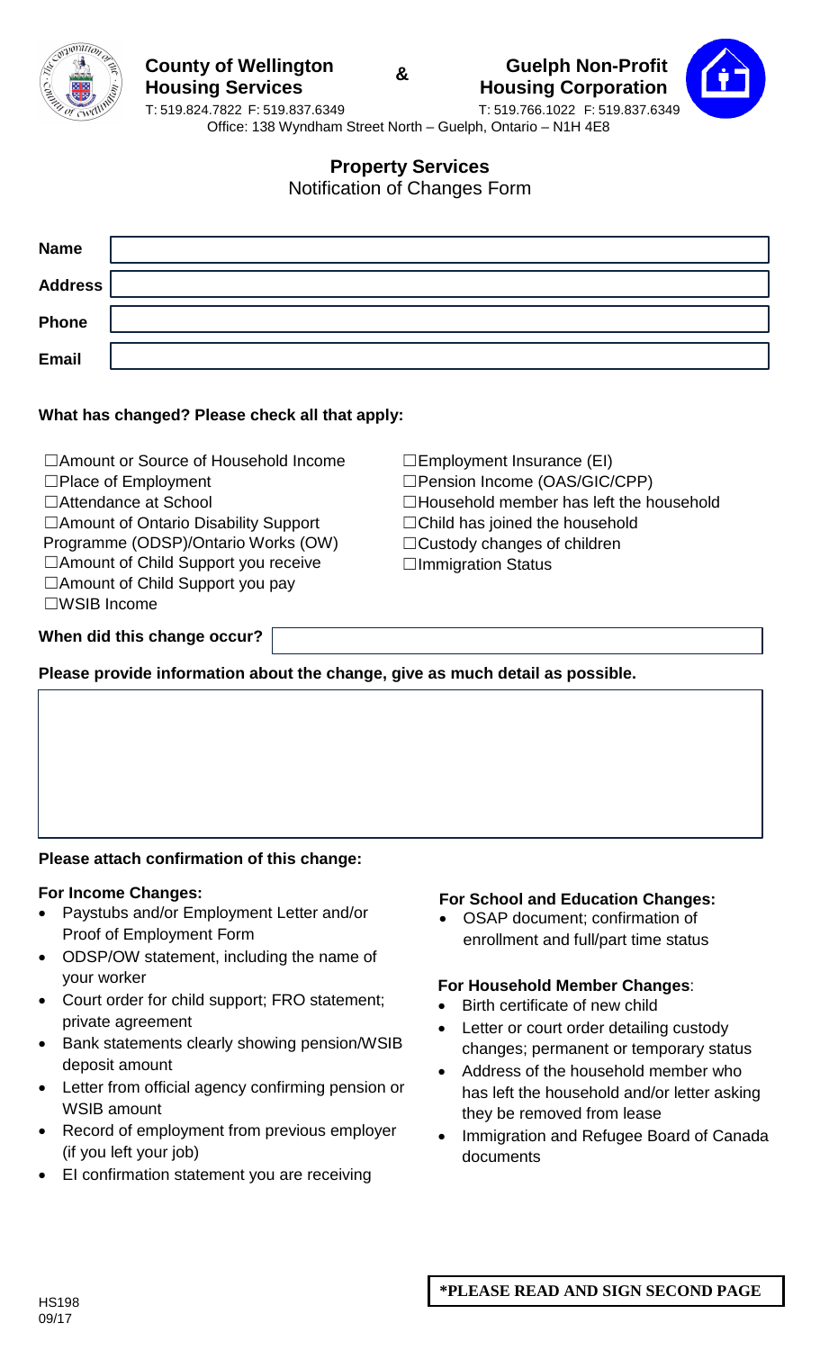**County of Wellington Housing Services** & **Guelph Non-Profit Housing Corporation**

T: 519.824.7822 F: 519.837.6349 — T: 519.766.1022 F: 519.837.6349

Office: 138 Wyndham Street North – Guelph, Ontario – N1H 4E8

## Property Services

Notification of Changes Form

| | |
|---|---|
| **Name** | |
| **Address** | |
| **Phone** | |
| **Email** | |

**What has changed? Please check all that apply:**

☐Amount or Source of Household Income
☐Place of Employment
☐Attendance at School
☐Amount of Ontario Disability Support Programme (ODSP)/Ontario Works (OW)
☐Amount of Child Support you receive
☐Amount of Child Support you pay
☐WSIB Income
☐Employment Insurance (EI)
☐Pension Income (OAS/GIC/CPP)
☐Household member has left the household
☐Child has joined the household
☐Custody changes of children
☐Immigration Status

**When did this change occur?**

**Please provide information about the change, give as much detail as possible.**

**Please attach confirmation of this change:**

**For Income Changes:**

- Paystubs and/or Employment Letter and/or Proof of Employment Form
- ODSP/OW statement, including the name of your worker
- Court order for child support; FRO statement; private agreement
- Bank statements clearly showing pension/WSIB deposit amount
- Letter from official agency confirming pension or WSIB amount
- Record of employment from previous employer (if you left your job)
- EI confirmation statement you are receiving

**For School and Education Changes:**

- OSAP document; confirmation of enrollment and full/part time status

**For Household Member Changes**:

- Birth certificate of new child
- Letter or court order detailing custody changes; permanent or temporary status
- Address of the household member who has left the household and/or letter asking they be removed from lease
- Immigration and Refugee Board of Canada documents

HS198
09/17

**\*PLEASE READ AND SIGN SECOND PAGE**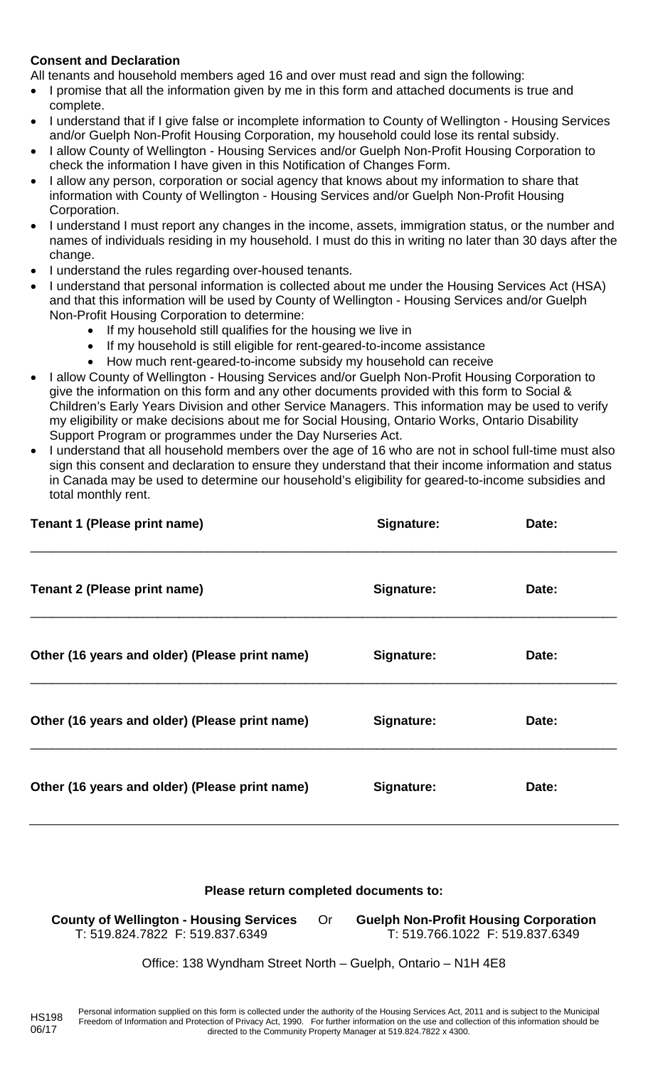**Consent and Declaration**

All tenants and household members aged 16 and over must read and sign the following:

- I promise that all the information given by me in this form and attached documents is true and complete.
- I understand that if I give false or incomplete information to County of Wellington - Housing Services and/or Guelph Non-Profit Housing Corporation, my household could lose its rental subsidy.
- I allow County of Wellington - Housing Services and/or Guelph Non-Profit Housing Corporation to check the information I have given in this Notification of Changes Form.
- I allow any person, corporation or social agency that knows about my information to share that information with County of Wellington - Housing Services and/or Guelph Non-Profit Housing Corporation.
- I understand I must report any changes in the income, assets, immigration status, or the number and names of individuals residing in my household. I must do this in writing no later than 30 days after the change.
- I understand the rules regarding over-housed tenants.
- I understand that personal information is collected about me under the Housing Services Act (HSA) and that this information will be used by County of Wellington - Housing Services and/or Guelph Non-Profit Housing Corporation to determine:
    - If my household still qualifies for the housing we live in
    - If my household is still eligible for rent-geared-to-income assistance
    - How much rent-geared-to-income subsidy my household can receive
- I allow County of Wellington - Housing Services and/or Guelph Non-Profit Housing Corporation to give the information on this form and any other documents provided with this form to Social & Children's Early Years Division and other Service Managers. This information may be used to verify my eligibility or make decisions about me for Social Housing, Ontario Works, Ontario Disability Support Program or programmes under the Day Nurseries Act.
- I understand that all household members over the age of 16 who are not in school full-time must also sign this consent and declaration to ensure they understand that their income information and status in Canada may be used to determine our household's eligibility for geared-to-income subsidies and total monthly rent.

| Name | Signature | Date |
|---|---|---|
| **Tenant 1 (Please print name)** | **Signature:** | **Date:** |
| **Tenant 2 (Please print name)** | **Signature:** | **Date:** |
| **Other (16 years and older) (Please print name)** | **Signature:** | **Date:** |
| **Other (16 years and older) (Please print name)** | **Signature:** | **Date:** |
| **Other (16 years and older) (Please print name)** | **Signature:** | **Date:** |

**Please return completed documents to:**

**County of Wellington - Housing Services** Or **Guelph Non-Profit Housing Corporation**

T: 519.824.7822 F: 519.837.6349 T: 519.766.1022 F: 519.837.6349

Office: 138 Wyndham Street North – Guelph, Ontario – N1H 4E8

HS198 06/17

Personal information supplied on this form is collected under the authority of the Housing Services Act, 2011 and is subject to the Municipal Freedom of Information and Protection of Privacy Act, 1990. For further information on the use and collection of this information should be directed to the Community Property Manager at 519.824.7822 x 4300.